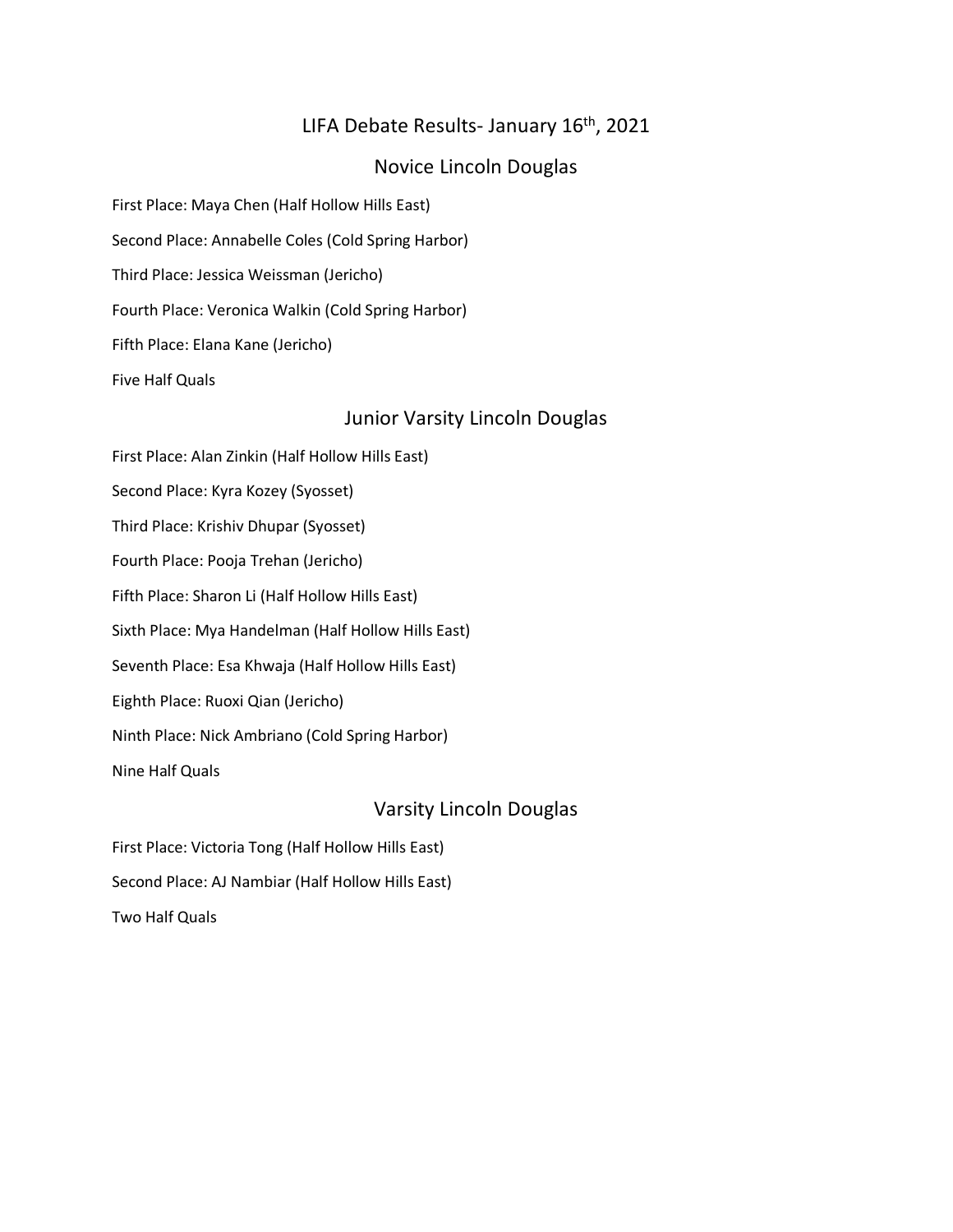# LIFA Debate Results- January 16th, 2021

## Novice Lincoln Douglas

First Place: Maya Chen (Half Hollow Hills East)

Second Place: Annabelle Coles (Cold Spring Harbor)

Third Place: Jessica Weissman (Jericho)

Fourth Place: Veronica Walkin (Cold Spring Harbor)

Fifth Place: Elana Kane (Jericho)

Five Half Quals

## Junior Varsity Lincoln Douglas

First Place: Alan Zinkin (Half Hollow Hills East)

Second Place: Kyra Kozey (Syosset)

Third Place: Krishiv Dhupar (Syosset)

Fourth Place: Pooja Trehan (Jericho)

Fifth Place: Sharon Li (Half Hollow Hills East)

Sixth Place: Mya Handelman (Half Hollow Hills East)

Seventh Place: Esa Khwaja (Half Hollow Hills East)

Eighth Place: Ruoxi Qian (Jericho)

Ninth Place: Nick Ambriano (Cold Spring Harbor)

Nine Half Quals

## Varsity Lincoln Douglas

First Place: Victoria Tong (Half Hollow Hills East)

Second Place: AJ Nambiar (Half Hollow Hills East)

Two Half Quals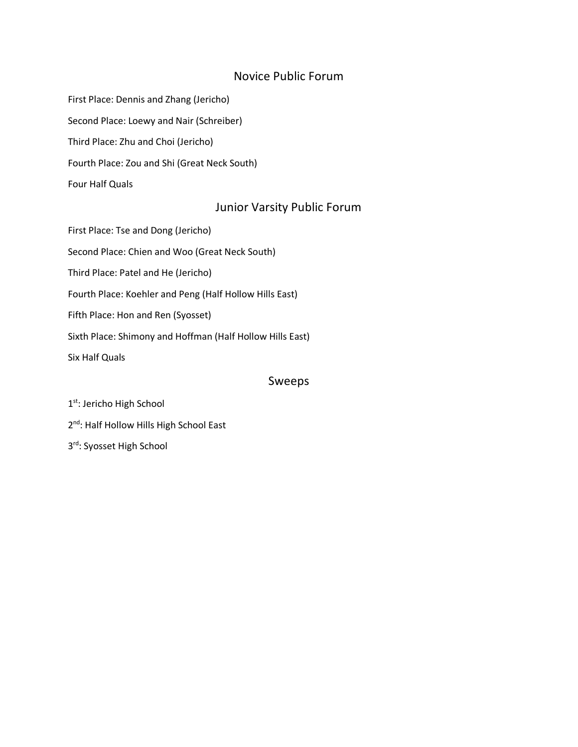## Novice Public Forum

First Place: Dennis and Zhang (Jericho)

Second Place: Loewy and Nair (Schreiber)

Third Place: Zhu and Choi (Jericho)

Fourth Place: Zou and Shi (Great Neck South)

Four Half Quals

## Junior Varsity Public Forum

First Place: Tse and Dong (Jericho)

Second Place: Chien and Woo (Great Neck South)

Third Place: Patel and He (Jericho)

Fourth Place: Koehler and Peng (Half Hollow Hills East)

Fifth Place: Hon and Ren (Syosset)

Sixth Place: Shimony and Hoffman (Half Hollow Hills East)

Six Half Quals

## Sweeps

1st: Jericho High School

2nd: Half Hollow Hills High School East

3rd: Syosset High School